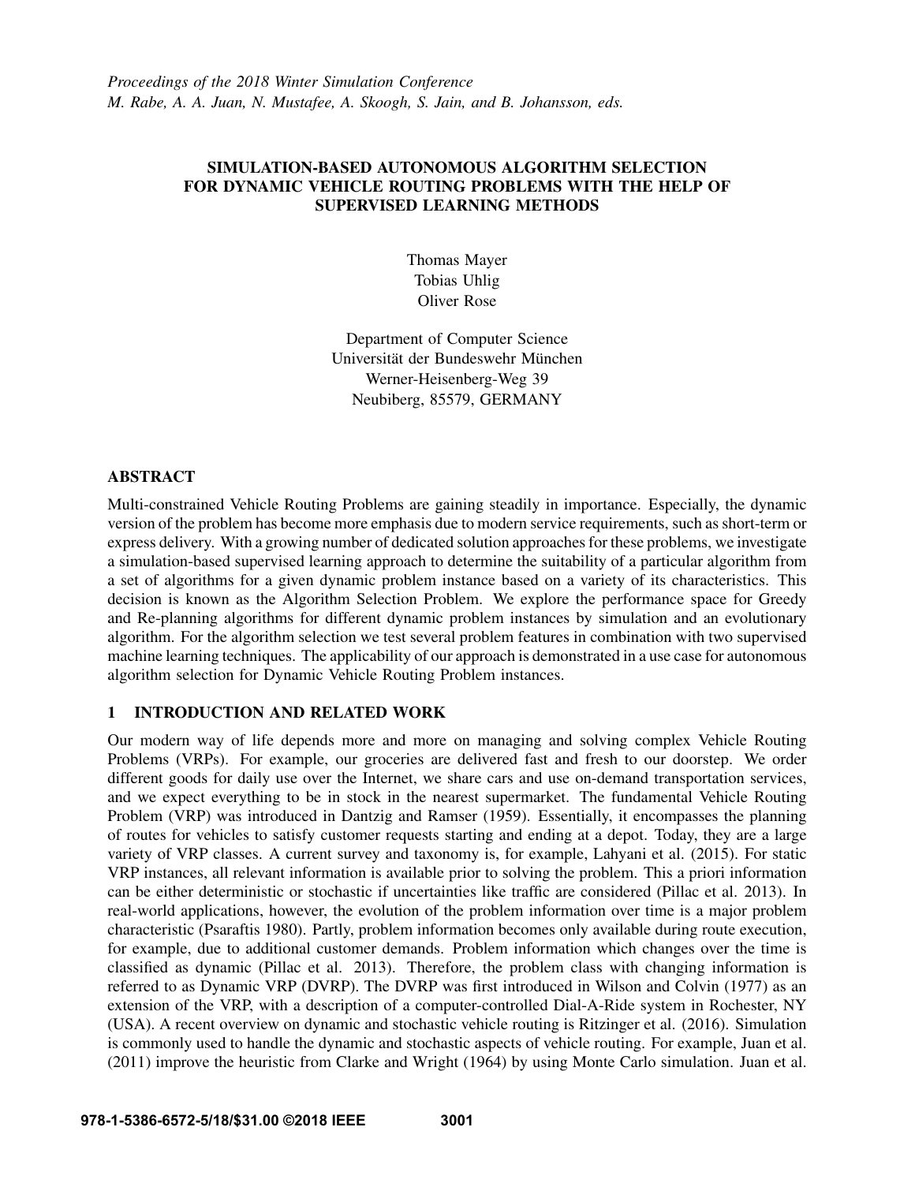*Proceedings of the 2018 Winter Simulation Conference*
*M. Rabe, A. A. Juan, N. Mustafee, A. Skoogh, S. Jain, and B. Johansson, eds.*

# SIMULATION-BASED AUTONOMOUS ALGORITHM SELECTION FOR DYNAMIC VEHICLE ROUTING PROBLEMS WITH THE HELP OF SUPERVISED LEARNING METHODS

Thomas Mayer
Tobias Uhlig
Oliver Rose

Department of Computer Science
Universität der Bundeswehr München
Werner-Heisenberg-Weg 39
Neubiberg, 85579, GERMANY

## ABSTRACT

Multi-constrained Vehicle Routing Problems are gaining steadily in importance. Especially, the dynamic version of the problem has become more emphasis due to modern service requirements, such as short-term or express delivery. With a growing number of dedicated solution approaches for these problems, we investigate a simulation-based supervised learning approach to determine the suitability of a particular algorithm from a set of algorithms for a given dynamic problem instance based on a variety of its characteristics. This decision is known as the Algorithm Selection Problem. We explore the performance space for Greedy and Re-planning algorithms for different dynamic problem instances by simulation and an evolutionary algorithm. For the algorithm selection we test several problem features in combination with two supervised machine learning techniques. The applicability of our approach is demonstrated in a use case for autonomous algorithm selection for Dynamic Vehicle Routing Problem instances.

## 1 INTRODUCTION AND RELATED WORK

Our modern way of life depends more and more on managing and solving complex Vehicle Routing Problems (VRPs). For example, our groceries are delivered fast and fresh to our doorstep. We order different goods for daily use over the Internet, we share cars and use on-demand transportation services, and we expect everything to be in stock in the nearest supermarket. The fundamental Vehicle Routing Problem (VRP) was introduced in Dantzig and Ramser (1959). Essentially, it encompasses the planning of routes for vehicles to satisfy customer requests starting and ending at a depot. Today, they are a large variety of VRP classes. A current survey and taxonomy is, for example, Lahyani et al. (2015). For static VRP instances, all relevant information is available prior to solving the problem. This a priori information can be either deterministic or stochastic if uncertainties like traffic are considered (Pillac et al. 2013). In real-world applications, however, the evolution of the problem information over time is a major problem characteristic (Psaraftis 1980). Partly, problem information becomes only available during route execution, for example, due to additional customer demands. Problem information which changes over the time is classified as dynamic (Pillac et al. 2013). Therefore, the problem class with changing information is referred to as Dynamic VRP (DVRP). The DVRP was first introduced in Wilson and Colvin (1977) as an extension of the VRP, with a description of a computer-controlled Dial-A-Ride system in Rochester, NY (USA). A recent overview on dynamic and stochastic vehicle routing is Ritzinger et al. (2016). Simulation is commonly used to handle the dynamic and stochastic aspects of vehicle routing. For example, Juan et al. (2011) improve the heuristic from Clarke and Wright (1964) by using Monte Carlo simulation. Juan et al.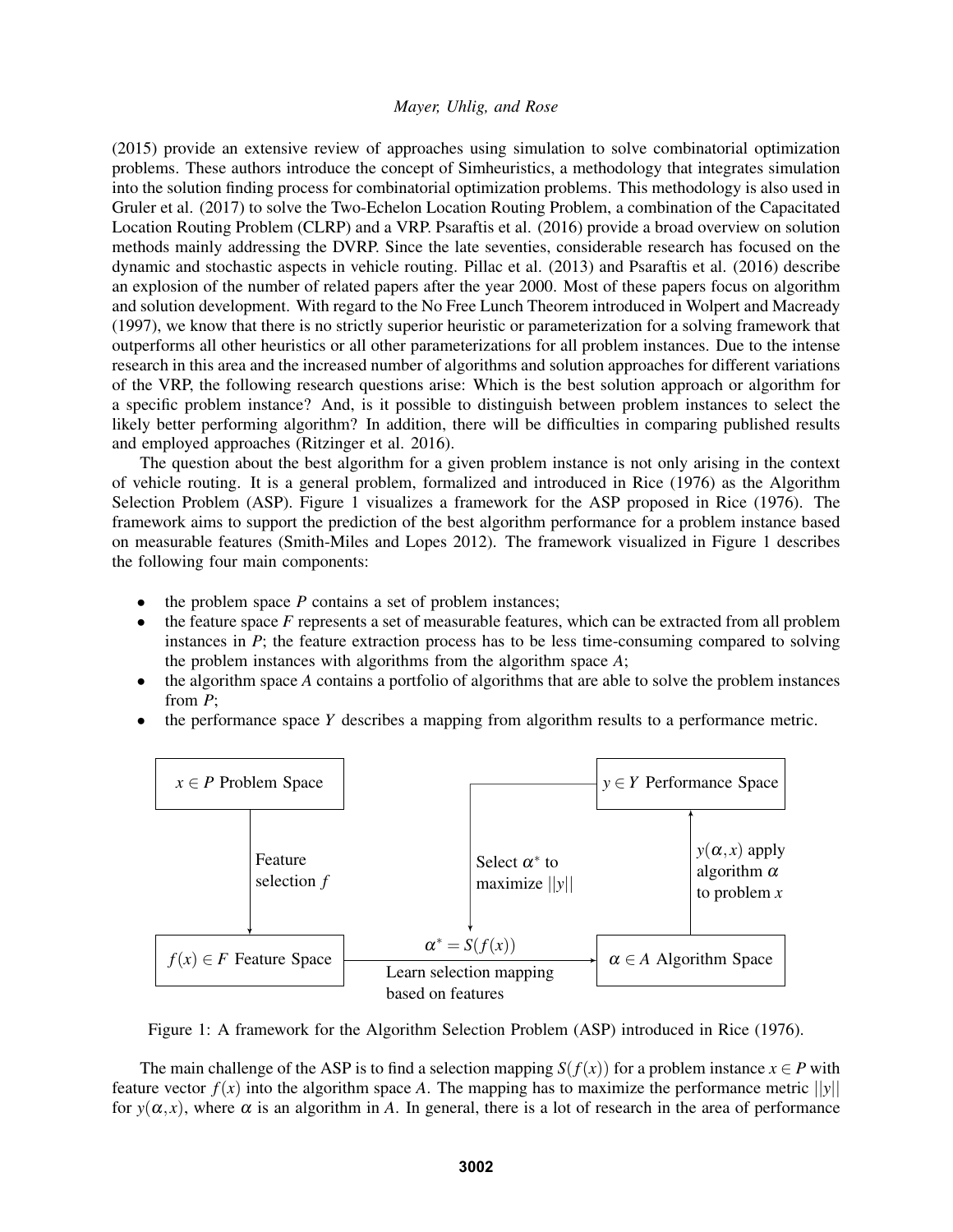(2015) provide an extensive review of approaches using simulation to solve combinatorial optimization problems. These authors introduce the concept of Simheuristics, a methodology that integrates simulation into the solution finding process for combinatorial optimization problems. This methodology is also used in Gruler et al. (2017) to solve the Two-Echelon Location Routing Problem, a combination of the Capacitated Location Routing Problem (CLRP) and a VRP. Psaraftis et al. (2016) provide a broad overview on solution methods mainly addressing the DVRP. Since the late seventies, considerable research has focused on the dynamic and stochastic aspects in vehicle routing. Pillac et al. (2013) and Psaraftis et al. (2016) describe an explosion of the number of related papers after the year 2000. Most of these papers focus on algorithm and solution development. With regard to the No Free Lunch Theorem introduced in Wolpert and Macready (1997), we know that there is no strictly superior heuristic or parameterization for a solving framework that outperforms all other heuristics or all other parameterizations for all problem instances. Due to the intense research in this area and the increased number of algorithms and solution approaches for different variations of the VRP, the following research questions arise: Which is the best solution approach or algorithm for a specific problem instance? And, is it possible to distinguish between problem instances to select the likely better performing algorithm? In addition, there will be difficulties in comparing published results and employed approaches (Ritzinger et al. 2016).

The question about the best algorithm for a given problem instance is not only arising in the context of vehicle routing. It is a general problem, formalized and introduced in Rice (1976) as the Algorithm Selection Problem (ASP). Figure 1 visualizes a framework for the ASP proposed in Rice (1976). The framework aims to support the prediction of the best algorithm performance for a problem instance based on measurable features (Smith-Miles and Lopes 2012). The framework visualized in Figure 1 describes the following four main components:

- the problem space $P$ contains a set of problem instances;
- the feature space $F$ represents a set of measurable features, which can be extracted from all problem instances in $P$; the feature extraction process has to be less time-consuming compared to solving the problem instances with algorithms from the algorithm space $A$;
- the algorithm space $A$ contains a portfolio of algorithms that are able to solve the problem instances from $P$;
- the performance space $Y$ describes a mapping from algorithm results to a performance metric.

$x \in P$ Problem Space

Feature selection $f$

$f(x) \in F$ Feature Space

$\alpha^* = S(f(x))$

Learn selection mapping based on features

$\alpha \in A$ Algorithm Space

$y(\alpha, x)$ apply algorithm $\alpha$ to problem $x$

$y \in Y$ Performance Space

Select $\alpha^*$ to maximize $||y||$

Figure 1: A framework for the Algorithm Selection Problem (ASP) introduced in Rice (1976).

The main challenge of the ASP is to find a selection mapping $S(f(x))$ for a problem instance $x \in P$ with feature vector $f(x)$ into the algorithm space $A$. The mapping has to maximize the performance metric $||y||$ for $y(\alpha,x)$, where $\alpha$ is an algorithm in $A$. In general, there is a lot of research in the area of performance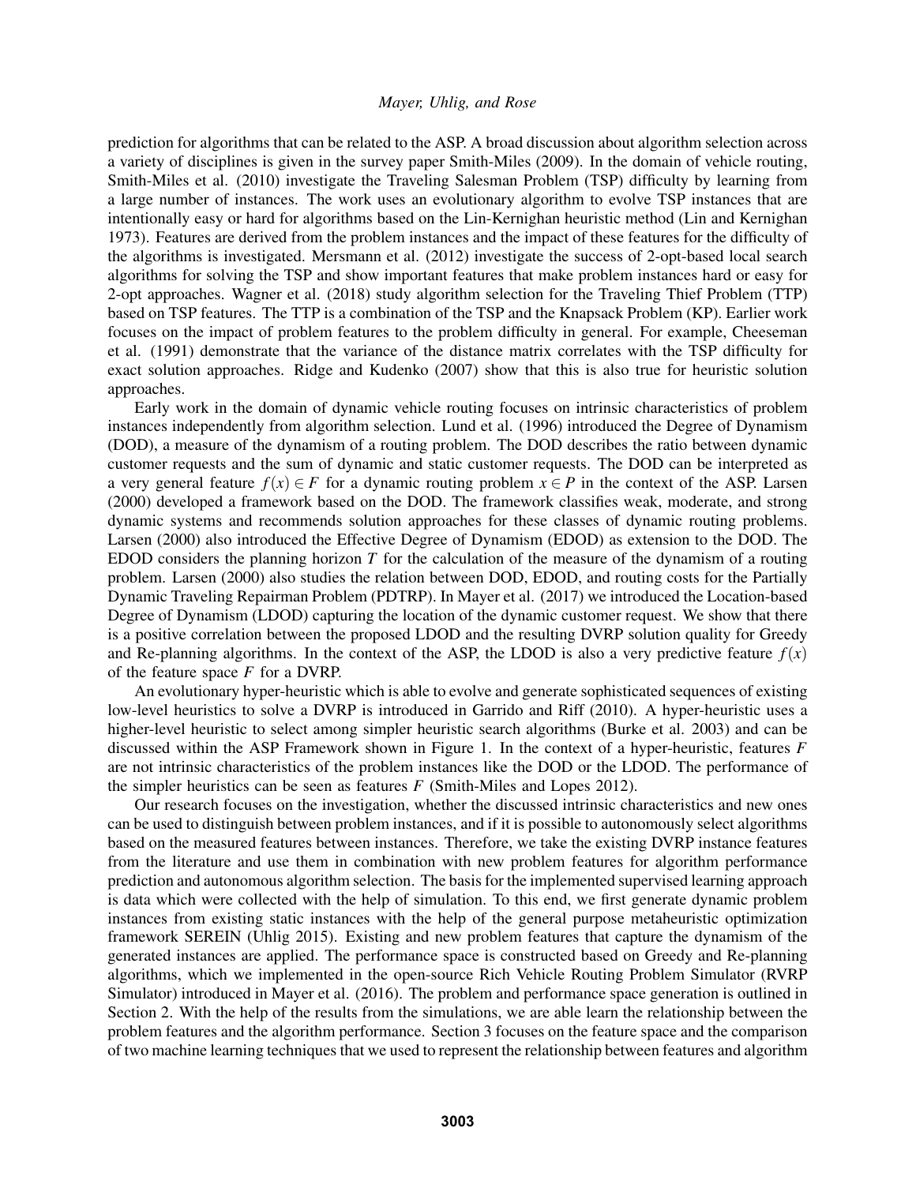prediction for algorithms that can be related to the ASP. A broad discussion about algorithm selection across a variety of disciplines is given in the survey paper Smith-Miles (2009). In the domain of vehicle routing, Smith-Miles et al. (2010) investigate the Traveling Salesman Problem (TSP) difficulty by learning from a large number of instances. The work uses an evolutionary algorithm to evolve TSP instances that are intentionally easy or hard for algorithms based on the Lin-Kernighan heuristic method (Lin and Kernighan 1973). Features are derived from the problem instances and the impact of these features for the difficulty of the algorithms is investigated. Mersmann et al. (2012) investigate the success of 2-opt-based local search algorithms for solving the TSP and show important features that make problem instances hard or easy for 2-opt approaches. Wagner et al. (2018) study algorithm selection for the Traveling Thief Problem (TTP) based on TSP features. The TTP is a combination of the TSP and the Knapsack Problem (KP). Earlier work focuses on the impact of problem features to the problem difficulty in general. For example, Cheeseman et al. (1991) demonstrate that the variance of the distance matrix correlates with the TSP difficulty for exact solution approaches. Ridge and Kudenko (2007) show that this is also true for heuristic solution approaches.

Early work in the domain of dynamic vehicle routing focuses on intrinsic characteristics of problem instances independently from algorithm selection. Lund et al. (1996) introduced the Degree of Dynamism (DOD), a measure of the dynamism of a routing problem. The DOD describes the ratio between dynamic customer requests and the sum of dynamic and static customer requests. The DOD can be interpreted as a very general feature $f(x) \in F$ for a dynamic routing problem $x \in P$ in the context of the ASP. Larsen (2000) developed a framework based on the DOD. The framework classifies weak, moderate, and strong dynamic systems and recommends solution approaches for these classes of dynamic routing problems. Larsen (2000) also introduced the Effective Degree of Dynamism (EDOD) as extension to the DOD. The EDOD considers the planning horizon $T$ for the calculation of the measure of the dynamism of a routing problem. Larsen (2000) also studies the relation between DOD, EDOD, and routing costs for the Partially Dynamic Traveling Repairman Problem (PDTRP). In Mayer et al. (2017) we introduced the Location-based Degree of Dynamism (LDOD) capturing the location of the dynamic customer request. We show that there is a positive correlation between the proposed LDOD and the resulting DVRP solution quality for Greedy and Re-planning algorithms. In the context of the ASP, the LDOD is also a very predictive feature $f(x)$ of the feature space $F$ for a DVRP.

An evolutionary hyper-heuristic which is able to evolve and generate sophisticated sequences of existing low-level heuristics to solve a DVRP is introduced in Garrido and Riff (2010). A hyper-heuristic uses a higher-level heuristic to select among simpler heuristic search algorithms (Burke et al. 2003) and can be discussed within the ASP Framework shown in Figure 1. In the context of a hyper-heuristic, features $F$ are not intrinsic characteristics of the problem instances like the DOD or the LDOD. The performance of the simpler heuristics can be seen as features $F$ (Smith-Miles and Lopes 2012).

Our research focuses on the investigation, whether the discussed intrinsic characteristics and new ones can be used to distinguish between problem instances, and if it is possible to autonomously select algorithms based on the measured features between instances. Therefore, we take the existing DVRP instance features from the literature and use them in combination with new problem features for algorithm performance prediction and autonomous algorithm selection. The basis for the implemented supervised learning approach is data which were collected with the help of simulation. To this end, we first generate dynamic problem instances from existing static instances with the help of the general purpose metaheuristic optimization framework SEREIN (Uhlig 2015). Existing and new problem features that capture the dynamism of the generated instances are applied. The performance space is constructed based on Greedy and Re-planning algorithms, which we implemented in the open-source Rich Vehicle Routing Problem Simulator (RVRP Simulator) introduced in Mayer et al. (2016). The problem and performance space generation is outlined in Section 2. With the help of the results from the simulations, we are able learn the relationship between the problem features and the algorithm performance. Section 3 focuses on the feature space and the comparison of two machine learning techniques that we used to represent the relationship between features and algorithm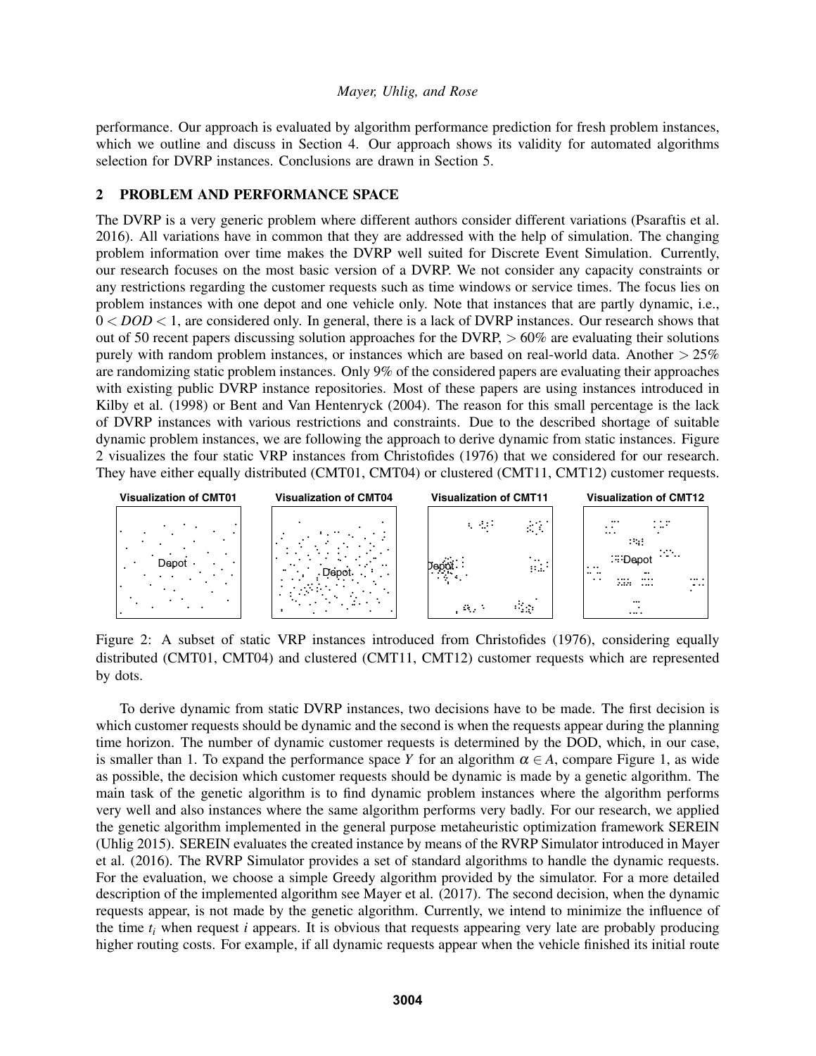performance. Our approach is evaluated by algorithm performance prediction for fresh problem instances, which we outline and discuss in Section 4. Our approach shows its validity for automated algorithms selection for DVRP instances. Conclusions are drawn in Section 5.

## 2 PROBLEM AND PERFORMANCE SPACE

The DVRP is a very generic problem where different authors consider different variations (Psaraftis et al. 2016). All variations have in common that they are addressed with the help of simulation. The changing problem information over time makes the DVRP well suited for Discrete Event Simulation. Currently, our research focuses on the most basic version of a DVRP. We not consider any capacity constraints or any restrictions regarding the customer requests such as time windows or service times. The focus lies on problem instances with one depot and one vehicle only. Note that instances that are partly dynamic, i.e., $0 < DOD < 1$, are considered only. In general, there is a lack of DVRP instances. Our research shows that out of 50 recent papers discussing solution approaches for the DVRP, $> 60\%$ are evaluating their solutions purely with random problem instances, or instances which are based on real-world data. Another $> 25\%$ are randomizing static problem instances. Only 9% of the considered papers are evaluating their approaches with existing public DVRP instance repositories. Most of these papers are using instances introduced in Kilby et al. (1998) or Bent and Van Hentenryck (2004). The reason for this small percentage is the lack of DVRP instances with various restrictions and constraints. Due to the described shortage of suitable dynamic problem instances, we are following the approach to derive dynamic from static instances. Figure 2 visualizes the four static VRP instances from Christofides (1976) that we considered for our research. They have either equally distributed (CMT01, CMT04) or clustered (CMT11, CMT12) customer requests.

Visualization of CMT01

Depot

Visualization of CMT04

Depot

Visualization of CMT11

Depot

Visualization of CMT12

Depot

Figure 2: A subset of static VRP instances introduced from Christofides (1976), considering equally distributed (CMT01, CMT04) and clustered (CMT11, CMT12) customer requests which are represented by dots.

To derive dynamic from static DVRP instances, two decisions have to be made. The first decision is which customer requests should be dynamic and the second is when the requests appear during the planning time horizon. The number of dynamic customer requests is determined by the DOD, which, in our case, is smaller than 1. To expand the performance space $Y$ for an algorithm $\alpha \in A$, compare Figure 1, as wide as possible, the decision which customer requests should be dynamic is made by a genetic algorithm. The main task of the genetic algorithm is to find dynamic problem instances where the algorithm performs very well and also instances where the same algorithm performs very badly. For our research, we applied the genetic algorithm implemented in the general purpose metaheuristic optimization framework SEREIN (Uhlig 2015). SEREIN evaluates the created instance by means of the RVRP Simulator introduced in Mayer et al. (2016). The RVRP Simulator provides a set of standard algorithms to handle the dynamic requests. For the evaluation, we choose a simple Greedy algorithm provided by the simulator. For a more detailed description of the implemented algorithm see Mayer et al. (2017). The second decision, when the dynamic requests appear, is not made by the genetic algorithm. Currently, we intend to minimize the influence of the time $t_i$ when request $i$ appears. It is obvious that requests appearing very late are probably producing higher routing costs. For example, if all dynamic requests appear when the vehicle finished its initial route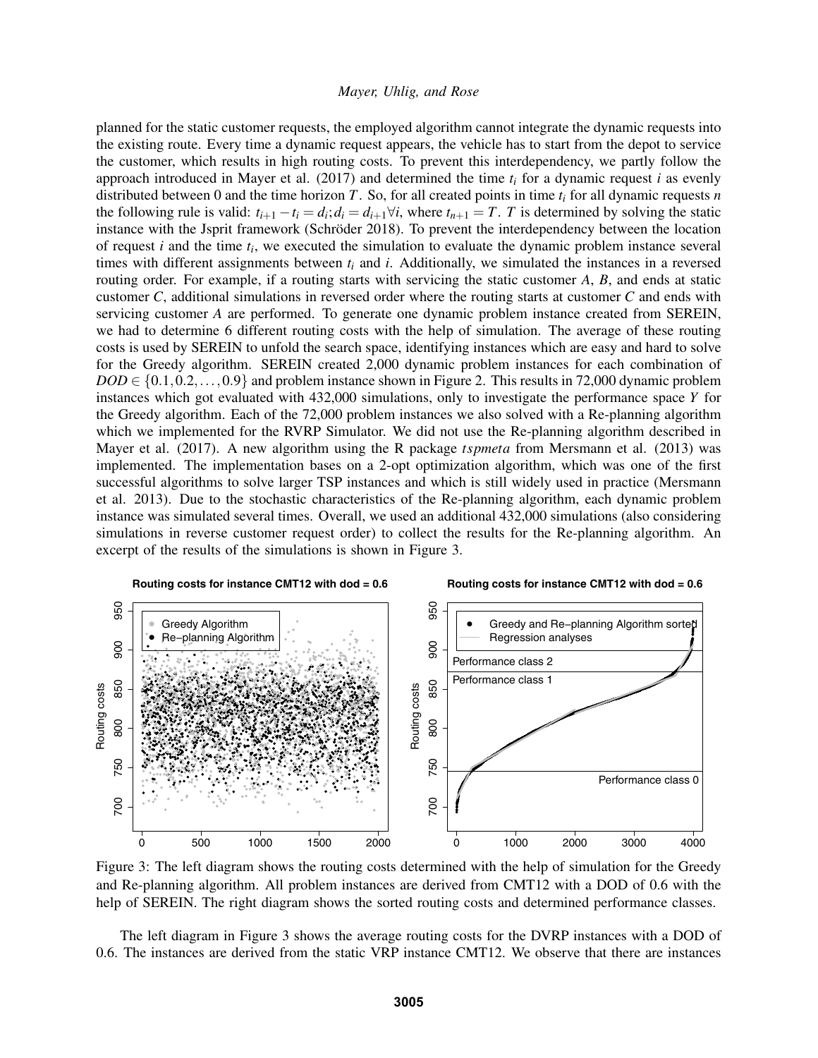planned for the static customer requests, the employed algorithm cannot integrate the dynamic requests into the existing route. Every time a dynamic request appears, the vehicle has to start from the depot to service the customer, which results in high routing costs. To prevent this interdependency, we partly follow the approach introduced in Mayer et al. (2017) and determined the time $t_i$ for a dynamic request $i$ as evenly distributed between 0 and the time horizon $T$. So, for all created points in time $t_i$ for all dynamic requests $n$ the following rule is valid: $t_{i+1} - t_i = d_i; d_i = d_{i+1} \forall i$, where $t_{n+1} = T$. $T$ is determined by solving the static instance with the Jsprit framework (Schröder 2018). To prevent the interdependency between the location of request $i$ and the time $t_i$, we executed the simulation to evaluate the dynamic problem instance several times with different assignments between $t_i$ and $i$. Additionally, we simulated the instances in a reversed routing order. For example, if a routing starts with servicing the static customer $A$, $B$, and ends at static customer $C$, additional simulations in reversed order where the routing starts at customer $C$ and ends with servicing customer $A$ are performed. To generate one dynamic problem instance created from SEREIN, we had to determine 6 different routing costs with the help of simulation. The average of these routing costs is used by SEREIN to unfold the search space, identifying instances which are easy and hard to solve for the Greedy algorithm. SEREIN created 2,000 dynamic problem instances for each combination of $DOD \in \{0.1, 0.2, \ldots, 0.9\}$ and problem instance shown in Figure 2. This results in 72,000 dynamic problem instances which got evaluated with 432,000 simulations, only to investigate the performance space $Y$ for the Greedy algorithm. Each of the 72,000 problem instances we also solved with a Re-planning algorithm which we implemented for the RVRP Simulator. We did not use the Re-planning algorithm described in Mayer et al. (2017). A new algorithm using the R package *tspmeta* from Mersmann et al. (2013) was implemented. The implementation bases on a 2-opt optimization algorithm, which was one of the first successful algorithms to solve larger TSP instances and which is still widely used in practice (Mersmann et al. 2013). Due to the stochastic characteristics of the Re-planning algorithm, each dynamic problem instance was simulated several times. Overall, we used an additional 432,000 simulations (also considering simulations in reverse customer request order) to collect the results for the Re-planning algorithm. An excerpt of the results of the simulations is shown in Figure 3.

Routing costs for instance CMT12 with dod = 0.6

Greedy Algorithm
Re−planning Algorithm

Routing costs

950
900
850
800
750
700

0 500 1000 1500 2000

Routing costs for instance CMT12 with dod = 0.6

Greedy and Re−planning Algorithm sorted
Regression analyses

Performance class 2
Performance class 1
Performance class 0

Routing costs

950
900
850
800
750
700

0 1000 2000 3000 4000

Figure 3: The left diagram shows the routing costs determined with the help of simulation for the Greedy and Re-planning algorithm. All problem instances are derived from CMT12 with a DOD of 0.6 with the help of SEREIN. The right diagram shows the sorted routing costs and determined performance classes.

The left diagram in Figure 3 shows the average routing costs for the DVRP instances with a DOD of 0.6. The instances are derived from the static VRP instance CMT12. We observe that there are instances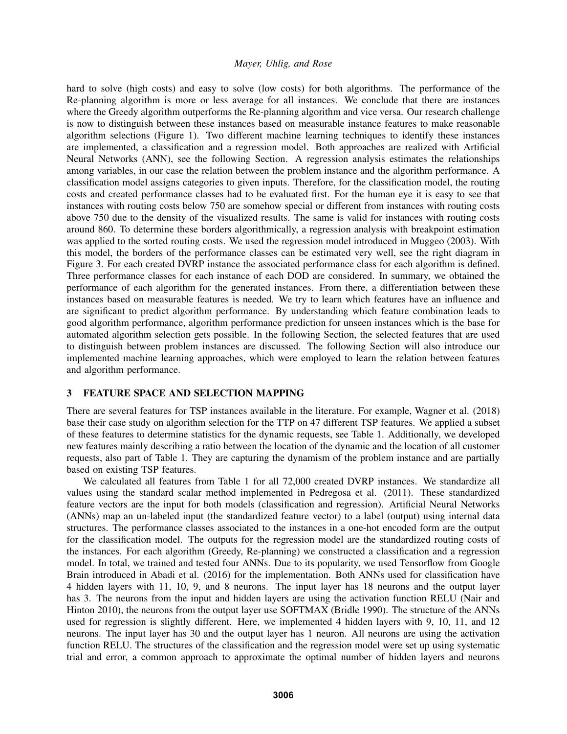hard to solve (high costs) and easy to solve (low costs) for both algorithms. The performance of the Re-planning algorithm is more or less average for all instances. We conclude that there are instances where the Greedy algorithm outperforms the Re-planning algorithm and vice versa. Our research challenge is now to distinguish between these instances based on measurable instance features to make reasonable algorithm selections (Figure 1). Two different machine learning techniques to identify these instances are implemented, a classification and a regression model. Both approaches are realized with Artificial Neural Networks (ANN), see the following Section. A regression analysis estimates the relationships among variables, in our case the relation between the problem instance and the algorithm performance. A classification model assigns categories to given inputs. Therefore, for the classification model, the routing costs and created performance classes had to be evaluated first. For the human eye it is easy to see that instances with routing costs below 750 are somehow special or different from instances with routing costs above 750 due to the density of the visualized results. The same is valid for instances with routing costs around 860. To determine these borders algorithmically, a regression analysis with breakpoint estimation was applied to the sorted routing costs. We used the regression model introduced in Muggeo (2003). With this model, the borders of the performance classes can be estimated very well, see the right diagram in Figure 3. For each created DVRP instance the associated performance class for each algorithm is defined. Three performance classes for each instance of each DOD are considered. In summary, we obtained the performance of each algorithm for the generated instances. From there, a differentiation between these instances based on measurable features is needed. We try to learn which features have an influence and are significant to predict algorithm performance. By understanding which feature combination leads to good algorithm performance, algorithm performance prediction for unseen instances which is the base for automated algorithm selection gets possible. In the following Section, the selected features that are used to distinguish between problem instances are discussed. The following Section will also introduce our implemented machine learning approaches, which were employed to learn the relation between features and algorithm performance.

## 3 FEATURE SPACE AND SELECTION MAPPING

There are several features for TSP instances available in the literature. For example, Wagner et al. (2018) base their case study on algorithm selection for the TTP on 47 different TSP features. We applied a subset of these features to determine statistics for the dynamic requests, see Table 1. Additionally, we developed new features mainly describing a ratio between the location of the dynamic and the location of all customer requests, also part of Table 1. They are capturing the dynamism of the problem instance and are partially based on existing TSP features.

We calculated all features from Table 1 for all 72,000 created DVRP instances. We standardize all values using the standard scalar method implemented in Pedregosa et al. (2011). These standardized feature vectors are the input for both models (classification and regression). Artificial Neural Networks (ANNs) map an un-labeled input (the standardized feature vector) to a label (output) using internal data structures. The performance classes associated to the instances in a one-hot encoded form are the output for the classification model. The outputs for the regression model are the standardized routing costs of the instances. For each algorithm (Greedy, Re-planning) we constructed a classification and a regression model. In total, we trained and tested four ANNs. Due to its popularity, we used Tensorflow from Google Brain introduced in Abadi et al. (2016) for the implementation. Both ANNs used for classification have 4 hidden layers with 11, 10, 9, and 8 neurons. The input layer has 18 neurons and the output layer has 3. The neurons from the input and hidden layers are using the activation function RELU (Nair and Hinton 2010), the neurons from the output layer use SOFTMAX (Bridle 1990). The structure of the ANNs used for regression is slightly different. Here, we implemented 4 hidden layers with 9, 10, 11, and 12 neurons. The input layer has 30 and the output layer has 1 neuron. All neurons are using the activation function RELU. The structures of the classification and the regression model were set up using systematic trial and error, a common approach to approximate the optimal number of hidden layers and neurons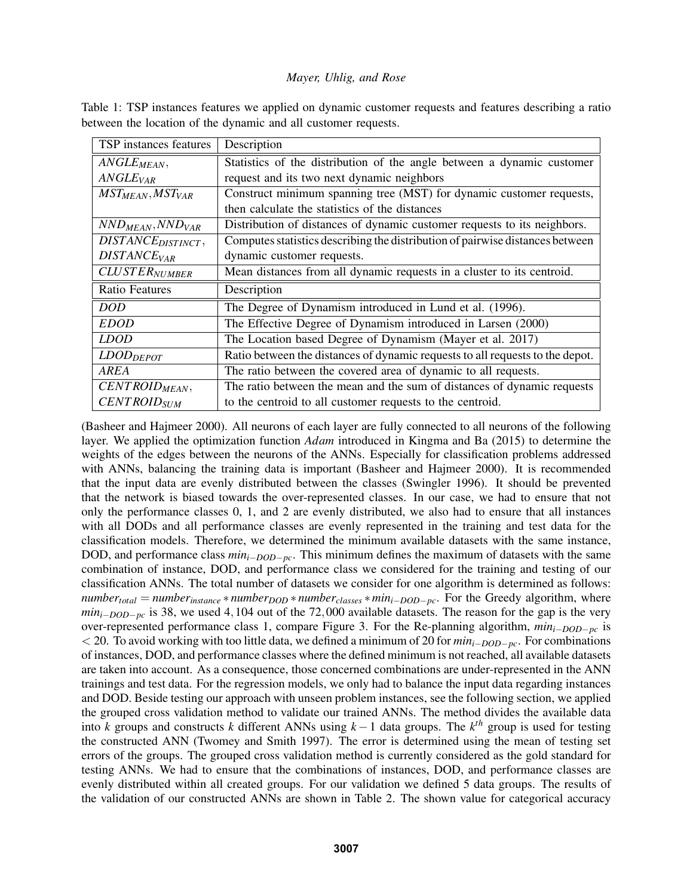Table 1: TSP instances features we applied on dynamic customer requests and features describing a ratio between the location of the dynamic and all customer requests.

| TSP instances features | Description |
|---|---|
| $ANGLE_{MEAN}$, $ANGLE_{VAR}$ | Statistics of the distribution of the angle between a dynamic customer request and its two next dynamic neighbors |
| $MST_{MEAN}, MST_{VAR}$ | Construct minimum spanning tree (MST) for dynamic customer requests, then calculate the statistics of the distances |
| $NND_{MEAN}, NND_{VAR}$ | Distribution of distances of dynamic customer requests to its neighbors. |
| $DISTANCE_{DISTINCT}$, $DISTANCE_{VAR}$ | Computes statistics describing the distribution of pairwise distances between dynamic customer requests. |
| $CLUSTER_{NUMBER}$ | Mean distances from all dynamic requests in a cluster to its centroid. |
| **Ratio Features** | **Description** |
| *DOD* | The Degree of Dynamism introduced in Lund et al. (1996). |
| *EDOD* | The Effective Degree of Dynamism introduced in Larsen (2000) |
| *LDOD* | The Location based Degree of Dynamism (Mayer et al. 2017) |
| $LDOD_{DEPOT}$ | Ratio between the distances of dynamic requests to all requests to the depot. |
| *AREA* | The ratio between the covered area of dynamic to all requests. |
| $CENTROID_{MEAN}$, $CENTROID_{SUM}$ | The ratio between the mean and the sum of distances of dynamic requests to the centroid to all customer requests to the centroid. |

(Basheer and Hajmeer 2000). All neurons of each layer are fully connected to all neurons of the following layer. We applied the optimization function *Adam* introduced in Kingma and Ba (2015) to determine the weights of the edges between the neurons of the ANNs. Especially for classification problems addressed with ANNs, balancing the training data is important (Basheer and Hajmeer 2000). It is recommended that the input data are evenly distributed between the classes (Swingler 1996). It should be prevented that the network is biased towards the over-represented classes. In our case, we had to ensure that not only the performance classes 0, 1, and 2 are evenly distributed, we also had to ensure that all instances with all DODs and all performance classes are evenly represented in the training and test data for the classification models. Therefore, we determined the minimum available datasets with the same instance, DOD, and performance class $min_{i-DOD-pc}$. This minimum defines the maximum of datasets with the same combination of instance, DOD, and performance class we considered for the training and testing of our classification ANNs. The total number of datasets we consider for one algorithm is determined as follows: $number_{total} = number_{instance} * number_{DOD} * number_{classes} * min_{i-DOD-pc}$. For the Greedy algorithm, where $min_{i-DOD-pc}$ is 38, we used 4,104 out of the 72,000 available datasets. The reason for the gap is the very over-represented performance class 1, compare Figure 3. For the Re-planning algorithm, $min_{i-DOD-pc}$ is $< 20$. To avoid working with too little data, we defined a minimum of 20 for $min_{i-DOD-pc}$. For combinations of instances, DOD, and performance classes where the defined minimum is not reached, all available datasets are taken into account. As a consequence, those concerned combinations are under-represented in the ANN trainings and test data. For the regression models, we only had to balance the input data regarding instances and DOD. Beside testing our approach with unseen problem instances, see the following section, we applied the grouped cross validation method to validate our trained ANNs. The method divides the available data into $k$ groups and constructs $k$ different ANNs using $k-1$ data groups. The $k^{th}$ group is used for testing the constructed ANN (Twomey and Smith 1997). The error is determined using the mean of testing set errors of the groups. The grouped cross validation method is currently considered as the gold standard for testing ANNs. We had to ensure that the combinations of instances, DOD, and performance classes are evenly distributed within all created groups. For our validation we defined 5 data groups. The results of the validation of our constructed ANNs are shown in Table 2. The shown value for categorical accuracy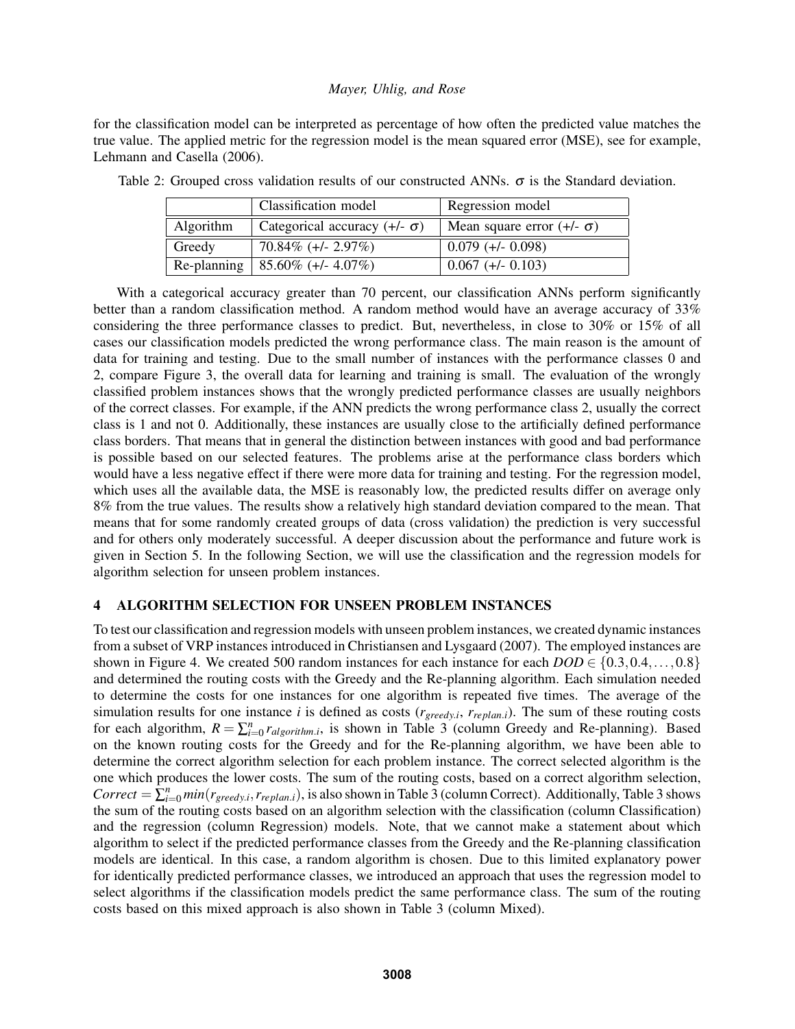for the classification model can be interpreted as percentage of how often the predicted value matches the true value. The applied metric for the regression model is the mean squared error (MSE), see for example, Lehmann and Casella (2006).

Table 2: Grouped cross validation results of our constructed ANNs. $\sigma$ is the Standard deviation.

| | Classification model | Regression model |
|---|---|---|
| Algorithm | Categorical accuracy (+/- $\sigma$) | Mean square error (+/- $\sigma$) |
| Greedy | 70.84% (+/- 2.97%) | 0.079 (+/- 0.098) |
| Re-planning | 85.60% (+/- 4.07%) | 0.067 (+/- 0.103) |

With a categorical accuracy greater than 70 percent, our classification ANNs perform significantly better than a random classification method. A random method would have an average accuracy of 33% considering the three performance classes to predict. But, nevertheless, in close to 30% or 15% of all cases our classification models predicted the wrong performance class. The main reason is the amount of data for training and testing. Due to the small number of instances with the performance classes 0 and 2, compare Figure 3, the overall data for learning and training is small. The evaluation of the wrongly classified problem instances shows that the wrongly predicted performance classes are usually neighbors of the correct classes. For example, if the ANN predicts the wrong performance class 2, usually the correct class is 1 and not 0. Additionally, these instances are usually close to the artificially defined performance class borders. That means that in general the distinction between instances with good and bad performance is possible based on our selected features. The problems arise at the performance class borders which would have a less negative effect if there were more data for training and testing. For the regression model, which uses all the available data, the MSE is reasonably low, the predicted results differ on average only 8% from the true values. The results show a relatively high standard deviation compared to the mean. That means that for some randomly created groups of data (cross validation) the prediction is very successful and for others only moderately successful. A deeper discussion about the performance and future work is given in Section 5. In the following Section, we will use the classification and the regression models for algorithm selection for unseen problem instances.

## 4 ALGORITHM SELECTION FOR UNSEEN PROBLEM INSTANCES

To test our classification and regression models with unseen problem instances, we created dynamic instances from a subset of VRP instances introduced in Christiansen and Lysgaard (2007). The employed instances are shown in Figure 4. We created 500 random instances for each instance for each $DOD \in \{0.3, 0.4, \ldots, 0.8\}$ and determined the routing costs with the Greedy and the Re-planning algorithm. Each simulation needed to determine the costs for one instances for one algorithm is repeated five times. The average of the simulation results for one instance $i$ is defined as costs ($r_{greedy.i}$, $r_{replan.i}$). The sum of these routing costs for each algorithm, $R = \sum_{i=0}^{n} r_{algorithm.i}$, is shown in Table 3 (column Greedy and Re-planning). Based on the known routing costs for the Greedy and for the Re-planning algorithm, we have been able to determine the correct algorithm selection for each problem instance. The correct selected algorithm is the one which produces the lower costs. The sum of the routing costs, based on a correct algorithm selection, $Correct = \sum_{i=0}^{n} min(r_{greedy.i}, r_{replan.i})$, is also shown in Table 3 (column Correct). Additionally, Table 3 shows the sum of the routing costs based on an algorithm selection with the classification (column Classification) and the regression (column Regression) models. Note, that we cannot make a statement about which algorithm to select if the predicted performance classes from the Greedy and the Re-planning classification models are identical. In this case, a random algorithm is chosen. Due to this limited explanatory power for identically predicted performance classes, we introduced an approach that uses the regression model to select algorithms if the classification models predict the same performance class. The sum of the routing costs based on this mixed approach is also shown in Table 3 (column Mixed).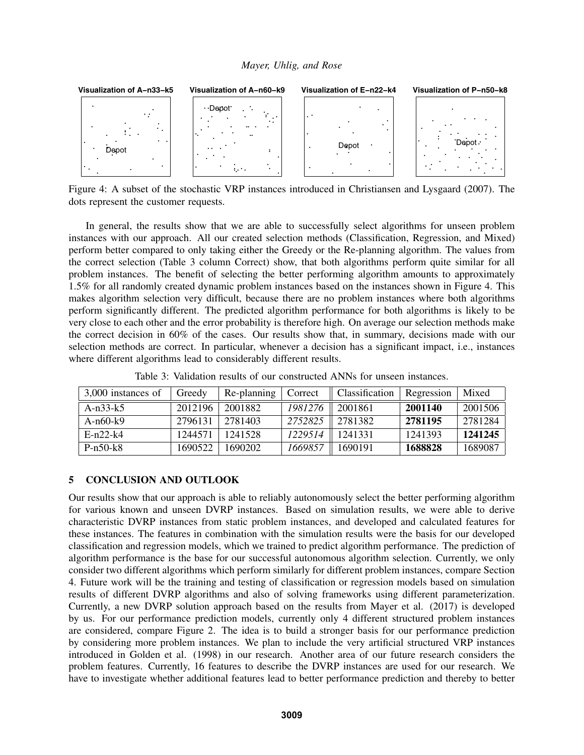Visualization of A−n33−k5

Depot

Visualization of A−n60−k9

Depot

Visualization of E−n22−k4

Depot

Visualization of P−n50−k8

Depot

Figure 4: A subset of the stochastic VRP instances introduced in Christiansen and Lysgaard (2007). The dots represent the customer requests.

In general, the results show that we are able to successfully select algorithms for unseen problem instances with our approach. All our created selection methods (Classification, Regression, and Mixed) perform better compared to only taking either the Greedy or the Re-planning algorithm. The values from the correct selection (Table 3 column Correct) show, that both algorithms perform quite similar for all problem instances. The benefit of selecting the better performing algorithm amounts to approximately 1.5% for all randomly created dynamic problem instances based on the instances shown in Figure 4. This makes algorithm selection very difficult, because there are no problem instances where both algorithms perform significantly different. The predicted algorithm performance for both algorithms is likely to be very close to each other and the error probability is therefore high. On average our selection methods make the correct decision in 60% of the cases. Our results show that, in summary, decisions made with our selection methods are correct. In particular, whenever a decision has a significant impact, i.e., instances where different algorithms lead to considerably different results.

Table 3: Validation results of our constructed ANNs for unseen instances.

| 3,000 instances of | Greedy | Re-planning | Correct | Classification | Regression | Mixed |
|---|---|---|---|---|---|---|
| A-n33-k5 | 2012196 | 2001882 | *1981276* | 2001861 | **2001140** | 2001506 |
| A-n60-k9 | 2796131 | 2781403 | *2752825* | 2781382 | **2781195** | 2781284 |
| E-n22-k4 | 1244571 | 1241528 | *1229514* | 1241331 | 1241393 | **1241245** |
| P-n50-k8 | 1690522 | 1690202 | *1669857* | 1690191 | **1688828** | 1689087 |

## 5 CONCLUSION AND OUTLOOK

Our results show that our approach is able to reliably autonomously select the better performing algorithm for various known and unseen DVRP instances. Based on simulation results, we were able to derive characteristic DVRP instances from static problem instances, and developed and calculated features for these instances. The features in combination with the simulation results were the basis for our developed classification and regression models, which we trained to predict algorithm performance. The prediction of algorithm performance is the base for our successful autonomous algorithm selection. Currently, we only consider two different algorithms which perform similarly for different problem instances, compare Section 4. Future work will be the training and testing of classification or regression models based on simulation results of different DVRP algorithms and also of solving frameworks using different parameterization. Currently, a new DVRP solution approach based on the results from Mayer et al. (2017) is developed by us. For our performance prediction models, currently only 4 different structured problem instances are considered, compare Figure 2. The idea is to build a stronger basis for our performance prediction by considering more problem instances. We plan to include the very artificial structured VRP instances introduced in Golden et al. (1998) in our research. Another area of our future research considers the problem features. Currently, 16 features to describe the DVRP instances are used for our research. We have to investigate whether additional features lead to better performance prediction and thereby to better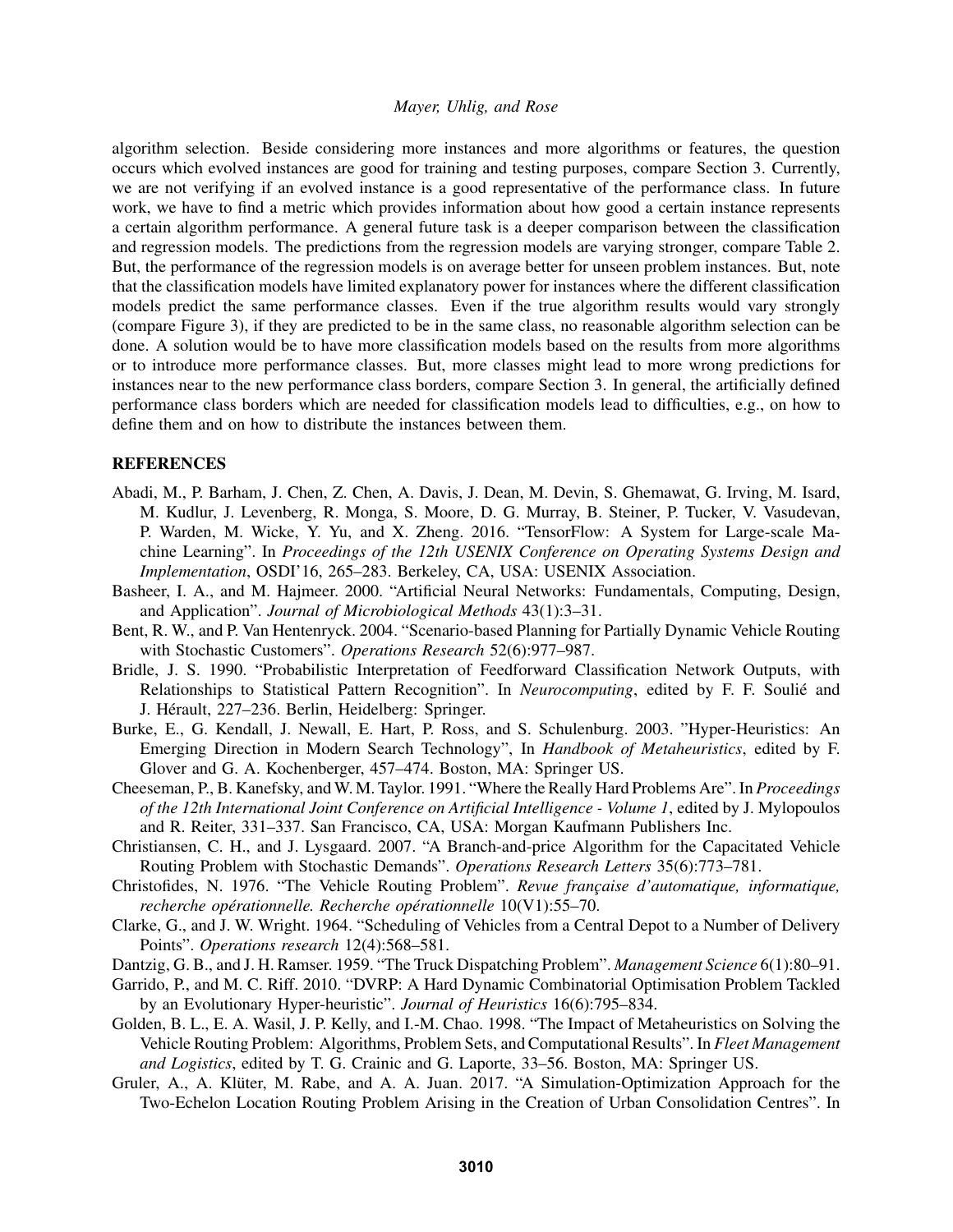algorithm selection. Beside considering more instances and more algorithms or features, the question occurs which evolved instances are good for training and testing purposes, compare Section 3. Currently, we are not verifying if an evolved instance is a good representative of the performance class. In future work, we have to find a metric which provides information about how good a certain instance represents a certain algorithm performance. A general future task is a deeper comparison between the classification and regression models. The predictions from the regression models are varying stronger, compare Table 2. But, the performance of the regression models is on average better for unseen problem instances. But, note that the classification models have limited explanatory power for instances where the different classification models predict the same performance classes. Even if the true algorithm results would vary strongly (compare Figure 3), if they are predicted to be in the same class, no reasonable algorithm selection can be done. A solution would be to have more classification models based on the results from more algorithms or to introduce more performance classes. But, more classes might lead to more wrong predictions for instances near to the new performance class borders, compare Section 3. In general, the artificially defined performance class borders which are needed for classification models lead to difficulties, e.g., on how to define them and on how to distribute the instances between them.

## REFERENCES

Abadi, M., P. Barham, J. Chen, Z. Chen, A. Davis, J. Dean, M. Devin, S. Ghemawat, G. Irving, M. Isard, M. Kudlur, J. Levenberg, R. Monga, S. Moore, D. G. Murray, B. Steiner, P. Tucker, V. Vasudevan, P. Warden, M. Wicke, Y. Yu, and X. Zheng. 2016. "TensorFlow: A System for Large-scale Machine Learning". In *Proceedings of the 12th USENIX Conference on Operating Systems Design and Implementation*, OSDI'16, 265–283. Berkeley, CA, USA: USENIX Association.

Basheer, I. A., and M. Hajmeer. 2000. "Artificial Neural Networks: Fundamentals, Computing, Design, and Application". *Journal of Microbiological Methods* 43(1):3–31.

Bent, R. W., and P. Van Hentenryck. 2004. "Scenario-based Planning for Partially Dynamic Vehicle Routing with Stochastic Customers". *Operations Research* 52(6):977–987.

Bridle, J. S. 1990. "Probabilistic Interpretation of Feedforward Classification Network Outputs, with Relationships to Statistical Pattern Recognition". In *Neurocomputing*, edited by F. F. Soulié and J. Hérault, 227–236. Berlin, Heidelberg: Springer.

Burke, E., G. Kendall, J. Newall, E. Hart, P. Ross, and S. Schulenburg. 2003. "Hyper-Heuristics: An Emerging Direction in Modern Search Technology", In *Handbook of Metaheuristics*, edited by F. Glover and G. A. Kochenberger, 457–474. Boston, MA: Springer US.

Cheeseman, P., B. Kanefsky, and W. M. Taylor. 1991. "Where the Really Hard Problems Are". In *Proceedings of the 12th International Joint Conference on Artificial Intelligence - Volume 1*, edited by J. Mylopoulos and R. Reiter, 331–337. San Francisco, CA, USA: Morgan Kaufmann Publishers Inc.

Christiansen, C. H., and J. Lysgaard. 2007. "A Branch-and-price Algorithm for the Capacitated Vehicle Routing Problem with Stochastic Demands". *Operations Research Letters* 35(6):773–781.

Christofides, N. 1976. "The Vehicle Routing Problem". *Revue française d'automatique, informatique, recherche opérationnelle. Recherche opérationnelle* 10(V1):55–70.

Clarke, G., and J. W. Wright. 1964. "Scheduling of Vehicles from a Central Depot to a Number of Delivery Points". *Operations research* 12(4):568–581.

Dantzig, G. B., and J. H. Ramser. 1959. "The Truck Dispatching Problem". *Management Science* 6(1):80–91.

Garrido, P., and M. C. Riff. 2010. "DVRP: A Hard Dynamic Combinatorial Optimisation Problem Tackled by an Evolutionary Hyper-heuristic". *Journal of Heuristics* 16(6):795–834.

Golden, B. L., E. A. Wasil, J. P. Kelly, and I.-M. Chao. 1998. "The Impact of Metaheuristics on Solving the Vehicle Routing Problem: Algorithms, Problem Sets, and Computational Results". In *Fleet Management and Logistics*, edited by T. G. Crainic and G. Laporte, 33–56. Boston, MA: Springer US.

Gruler, A., A. Klüter, M. Rabe, and A. A. Juan. 2017. "A Simulation-Optimization Approach for the Two-Echelon Location Routing Problem Arising in the Creation of Urban Consolidation Centres". In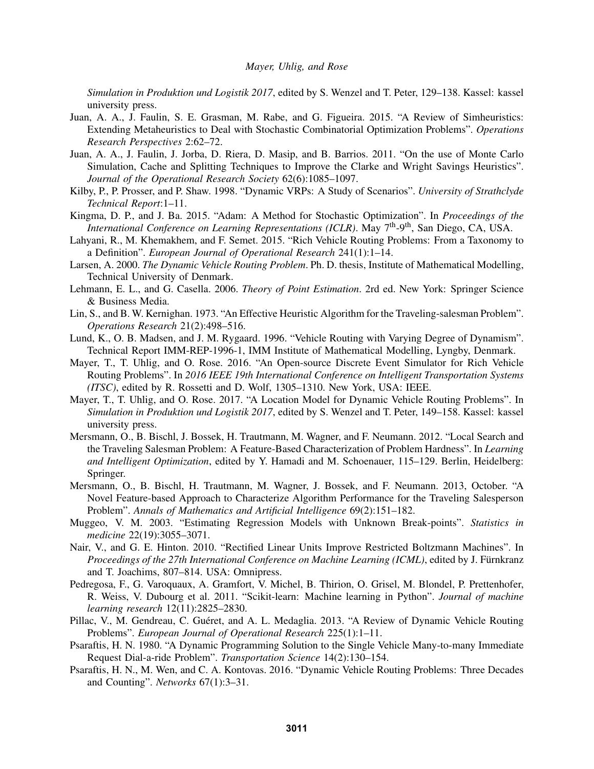*Simulation in Produktion und Logistik 2017*, edited by S. Wenzel and T. Peter, 129–138. Kassel: kassel university press.

Juan, A. A., J. Faulin, S. E. Grasman, M. Rabe, and G. Figueira. 2015. "A Review of Simheuristics: Extending Metaheuristics to Deal with Stochastic Combinatorial Optimization Problems". *Operations Research Perspectives* 2:62–72.

Juan, A. A., J. Faulin, J. Jorba, D. Riera, D. Masip, and B. Barrios. 2011. "On the use of Monte Carlo Simulation, Cache and Splitting Techniques to Improve the Clarke and Wright Savings Heuristics". *Journal of the Operational Research Society* 62(6):1085–1097.

Kilby, P., P. Prosser, and P. Shaw. 1998. "Dynamic VRPs: A Study of Scenarios". *University of Strathclyde Technical Report*:1–11.

Kingma, D. P., and J. Ba. 2015. "Adam: A Method for Stochastic Optimization". In *Proceedings of the International Conference on Learning Representations (ICLR)*. May 7th-9th, San Diego, CA, USA.

Lahyani, R., M. Khemakhem, and F. Semet. 2015. "Rich Vehicle Routing Problems: From a Taxonomy to a Definition". *European Journal of Operational Research* 241(1):1–14.

Larsen, A. 2000. *The Dynamic Vehicle Routing Problem*. Ph. D. thesis, Institute of Mathematical Modelling, Technical University of Denmark.

Lehmann, E. L., and G. Casella. 2006. *Theory of Point Estimation*. 2rd ed. New York: Springer Science & Business Media.

Lin, S., and B. W. Kernighan. 1973. "An Effective Heuristic Algorithm for the Traveling-salesman Problem". *Operations Research* 21(2):498–516.

Lund, K., O. B. Madsen, and J. M. Rygaard. 1996. "Vehicle Routing with Varying Degree of Dynamism". Technical Report IMM-REP-1996-1, IMM Institute of Mathematical Modelling, Lyngby, Denmark.

Mayer, T., T. Uhlig, and O. Rose. 2016. "An Open-source Discrete Event Simulator for Rich Vehicle Routing Problems". In *2016 IEEE 19th International Conference on Intelligent Transportation Systems (ITSC)*, edited by R. Rossetti and D. Wolf, 1305–1310. New York, USA: IEEE.

Mayer, T., T. Uhlig, and O. Rose. 2017. "A Location Model for Dynamic Vehicle Routing Problems". In *Simulation in Produktion und Logistik 2017*, edited by S. Wenzel and T. Peter, 149–158. Kassel: kassel university press.

Mersmann, O., B. Bischl, J. Bossek, H. Trautmann, M. Wagner, and F. Neumann. 2012. "Local Search and the Traveling Salesman Problem: A Feature-Based Characterization of Problem Hardness". In *Learning and Intelligent Optimization*, edited by Y. Hamadi and M. Schoenauer, 115–129. Berlin, Heidelberg: Springer.

Mersmann, O., B. Bischl, H. Trautmann, M. Wagner, J. Bossek, and F. Neumann. 2013, October. "A Novel Feature-based Approach to Characterize Algorithm Performance for the Traveling Salesperson Problem". *Annals of Mathematics and Artificial Intelligence* 69(2):151–182.

Muggeo, V. M. 2003. "Estimating Regression Models with Unknown Break-points". *Statistics in medicine* 22(19):3055–3071.

Nair, V., and G. E. Hinton. 2010. "Rectified Linear Units Improve Restricted Boltzmann Machines". In *Proceedings of the 27th International Conference on Machine Learning (ICML)*, edited by J. Fürnkranz and T. Joachims, 807–814. USA: Omnipress.

Pedregosa, F., G. Varoquaux, A. Gramfort, V. Michel, B. Thirion, O. Grisel, M. Blondel, P. Prettenhofer, R. Weiss, V. Dubourg et al. 2011. "Scikit-learn: Machine learning in Python". *Journal of machine learning research* 12(11):2825–2830.

Pillac, V., M. Gendreau, C. Guéret, and A. L. Medaglia. 2013. "A Review of Dynamic Vehicle Routing Problems". *European Journal of Operational Research* 225(1):1–11.

Psaraftis, H. N. 1980. "A Dynamic Programming Solution to the Single Vehicle Many-to-many Immediate Request Dial-a-ride Problem". *Transportation Science* 14(2):130–154.

Psaraftis, H. N., M. Wen, and C. A. Kontovas. 2016. "Dynamic Vehicle Routing Problems: Three Decades and Counting". *Networks* 67(1):3–31.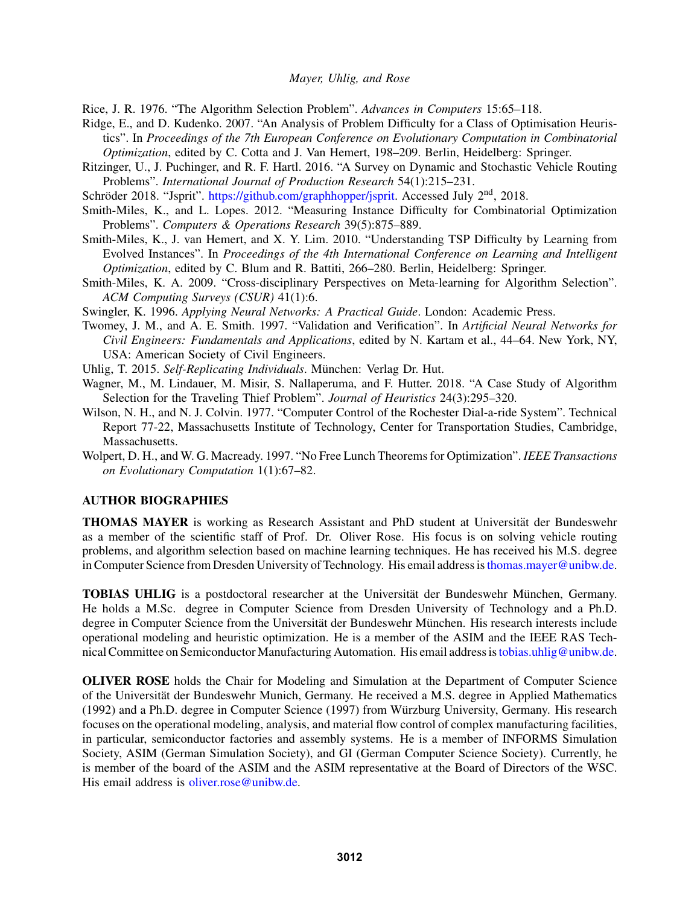Rice, J. R. 1976. "The Algorithm Selection Problem". *Advances in Computers* 15:65–118.

Ridge, E., and D. Kudenko. 2007. "An Analysis of Problem Difficulty for a Class of Optimisation Heuristics". In *Proceedings of the 7th European Conference on Evolutionary Computation in Combinatorial Optimization*, edited by C. Cotta and J. Van Hemert, 198–209. Berlin, Heidelberg: Springer.

Ritzinger, U., J. Puchinger, and R. F. Hartl. 2016. "A Survey on Dynamic and Stochastic Vehicle Routing Problems". *International Journal of Production Research* 54(1):215–231.

Schröder 2018. "Jsprit". https://github.com/graphhopper/jsprit. Accessed July 2[nd], 2018.

Smith-Miles, K., and L. Lopes. 2012. "Measuring Instance Difficulty for Combinatorial Optimization Problems". *Computers & Operations Research* 39(5):875–889.

Smith-Miles, K., J. van Hemert, and X. Y. Lim. 2010. "Understanding TSP Difficulty by Learning from Evolved Instances". In *Proceedings of the 4th International Conference on Learning and Intelligent Optimization*, edited by C. Blum and R. Battiti, 266–280. Berlin, Heidelberg: Springer.

Smith-Miles, K. A. 2009. "Cross-disciplinary Perspectives on Meta-learning for Algorithm Selection". *ACM Computing Surveys (CSUR)* 41(1):6.

Swingler, K. 1996. *Applying Neural Networks: A Practical Guide*. London: Academic Press.

Twomey, J. M., and A. E. Smith. 1997. "Validation and Verification". In *Artificial Neural Networks for Civil Engineers: Fundamentals and Applications*, edited by N. Kartam et al., 44–64. New York, NY, USA: American Society of Civil Engineers.

Uhlig, T. 2015. *Self-Replicating Individuals*. München: Verlag Dr. Hut.

Wagner, M., M. Lindauer, M. Misir, S. Nallaperuma, and F. Hutter. 2018. "A Case Study of Algorithm Selection for the Traveling Thief Problem". *Journal of Heuristics* 24(3):295–320.

Wilson, N. H., and N. J. Colvin. 1977. "Computer Control of the Rochester Dial-a-ride System". Technical Report 77-22, Massachusetts Institute of Technology, Center for Transportation Studies, Cambridge, Massachusetts.

Wolpert, D. H., and W. G. Macready. 1997. "No Free Lunch Theorems for Optimization". *IEEE Transactions on Evolutionary Computation* 1(1):67–82.

## AUTHOR BIOGRAPHIES

**THOMAS MAYER** is working as Research Assistant and PhD student at Universität der Bundeswehr as a member of the scientific staff of Prof. Dr. Oliver Rose. His focus is on solving vehicle routing problems, and algorithm selection based on machine learning techniques. He has received his M.S. degree in Computer Science from Dresden University of Technology. His email address is thomas.mayer@unibw.de.

**TOBIAS UHLIG** is a postdoctoral researcher at the Universität der Bundeswehr München, Germany. He holds a M.Sc. degree in Computer Science from Dresden University of Technology and a Ph.D. degree in Computer Science from the Universität der Bundeswehr München. His research interests include operational modeling and heuristic optimization. He is a member of the ASIM and the IEEE RAS Technical Committee on Semiconductor Manufacturing Automation. His email address is tobias.uhlig@unibw.de.

**OLIVER ROSE** holds the Chair for Modeling and Simulation at the Department of Computer Science of the Universität der Bundeswehr Munich, Germany. He received a M.S. degree in Applied Mathematics (1992) and a Ph.D. degree in Computer Science (1997) from Würzburg University, Germany. His research focuses on the operational modeling, analysis, and material flow control of complex manufacturing facilities, in particular, semiconductor factories and assembly systems. He is a member of INFORMS Simulation Society, ASIM (German Simulation Society), and GI (German Computer Science Society). Currently, he is member of the board of the ASIM and the ASIM representative at the Board of Directors of the WSC. His email address is oliver.rose@unibw.de.